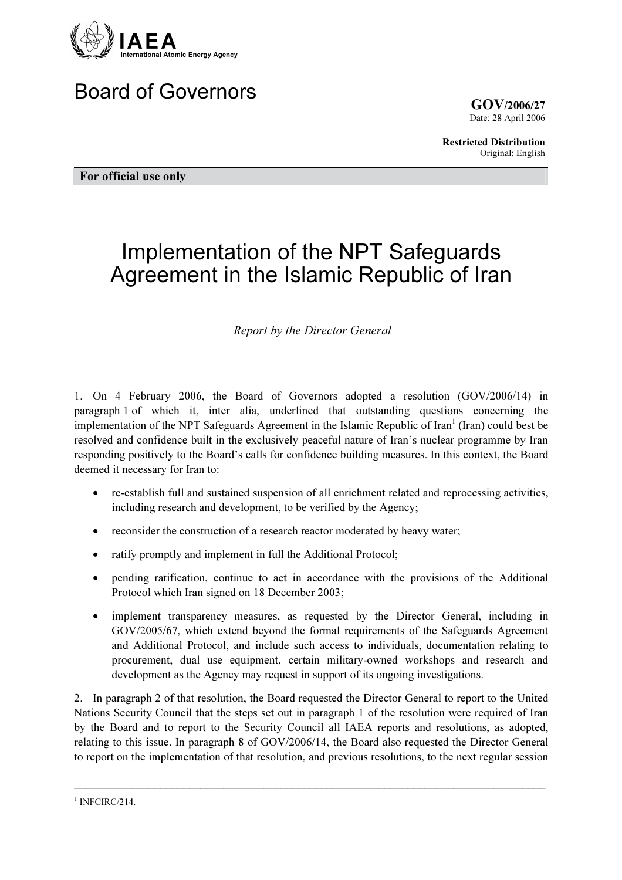IAEA
International Atomic Energy Agency

# Board of Governors

**GOV/2006/27**
Date: 28 April 2006

**Restricted Distribution**
Original: English

**For official use only**

# Implementation of the NPT Safeguards Agreement in the Islamic Republic of Iran

*Report by the Director General*

1. On 4 February 2006, the Board of Governors adopted a resolution (GOV/2006/14) in paragraph 1 of which it, inter alia, underlined that outstanding questions concerning the implementation of the NPT Safeguards Agreement in the Islamic Republic of Iran[1] (Iran) could best be resolved and confidence built in the exclusively peaceful nature of Iran's nuclear programme by Iran responding positively to the Board's calls for confidence building measures. In this context, the Board deemed it necessary for Iran to:

- re-establish full and sustained suspension of all enrichment related and reprocessing activities, including research and development, to be verified by the Agency;
- reconsider the construction of a research reactor moderated by heavy water;
- ratify promptly and implement in full the Additional Protocol;
- pending ratification, continue to act in accordance with the provisions of the Additional Protocol which Iran signed on 18 December 2003;
- implement transparency measures, as requested by the Director General, including in GOV/2005/67, which extend beyond the formal requirements of the Safeguards Agreement and Additional Protocol, and include such access to individuals, documentation relating to procurement, dual use equipment, certain military-owned workshops and research and development as the Agency may request in support of its ongoing investigations.

2. In paragraph 2 of that resolution, the Board requested the Director General to report to the United Nations Security Council that the steps set out in paragraph 1 of the resolution were required of Iran by the Board and to report to the Security Council all IAEA reports and resolutions, as adopted, relating to this issue. In paragraph 8 of GOV/2006/14, the Board also requested the Director General to report on the implementation of that resolution, and previous resolutions, to the next regular session

---

[1] INFCIRC/214.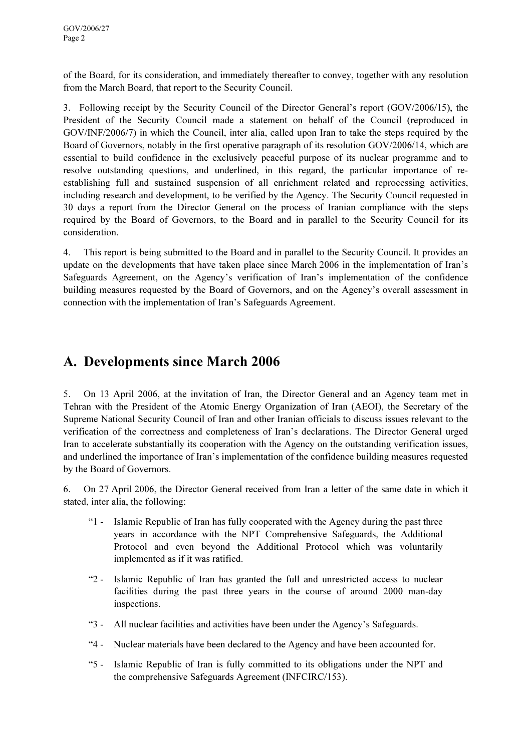of the Board, for its consideration, and immediately thereafter to convey, together with any resolution from the March Board, that report to the Security Council.

3. Following receipt by the Security Council of the Director General's report (GOV/2006/15), the President of the Security Council made a statement on behalf of the Council (reproduced in GOV/INF/2006/7) in which the Council, inter alia, called upon Iran to take the steps required by the Board of Governors, notably in the first operative paragraph of its resolution GOV/2006/14, which are essential to build confidence in the exclusively peaceful purpose of its nuclear programme and to resolve outstanding questions, and underlined, in this regard, the particular importance of re-establishing full and sustained suspension of all enrichment related and reprocessing activities, including research and development, to be verified by the Agency. The Security Council requested in 30 days a report from the Director General on the process of Iranian compliance with the steps required by the Board of Governors, to the Board and in parallel to the Security Council for its consideration.

4. This report is being submitted to the Board and in parallel to the Security Council. It provides an update on the developments that have taken place since March 2006 in the implementation of Iran's Safeguards Agreement, on the Agency's verification of Iran's implementation of the confidence building measures requested by the Board of Governors, and on the Agency's overall assessment in connection with the implementation of Iran's Safeguards Agreement.

# A. Developments since March 2006

5. On 13 April 2006, at the invitation of Iran, the Director General and an Agency team met in Tehran with the President of the Atomic Energy Organization of Iran (AEOI), the Secretary of the Supreme National Security Council of Iran and other Iranian officials to discuss issues relevant to the verification of the correctness and completeness of Iran's declarations. The Director General urged Iran to accelerate substantially its cooperation with the Agency on the outstanding verification issues, and underlined the importance of Iran's implementation of the confidence building measures requested by the Board of Governors.

6. On 27 April 2006, the Director General received from Iran a letter of the same date in which it stated, inter alia, the following:

> "1 - Islamic Republic of Iran has fully cooperated with the Agency during the past three years in accordance with the NPT Comprehensive Safeguards, the Additional Protocol and even beyond the Additional Protocol which was voluntarily implemented as if it was ratified.
>
> "2 - Islamic Republic of Iran has granted the full and unrestricted access to nuclear facilities during the past three years in the course of around 2000 man-day inspections.
>
> "3 - All nuclear facilities and activities have been under the Agency's Safeguards.
>
> "4 - Nuclear materials have been declared to the Agency and have been accounted for.
>
> "5 - Islamic Republic of Iran is fully committed to its obligations under the NPT and the comprehensive Safeguards Agreement (INFCIRC/153).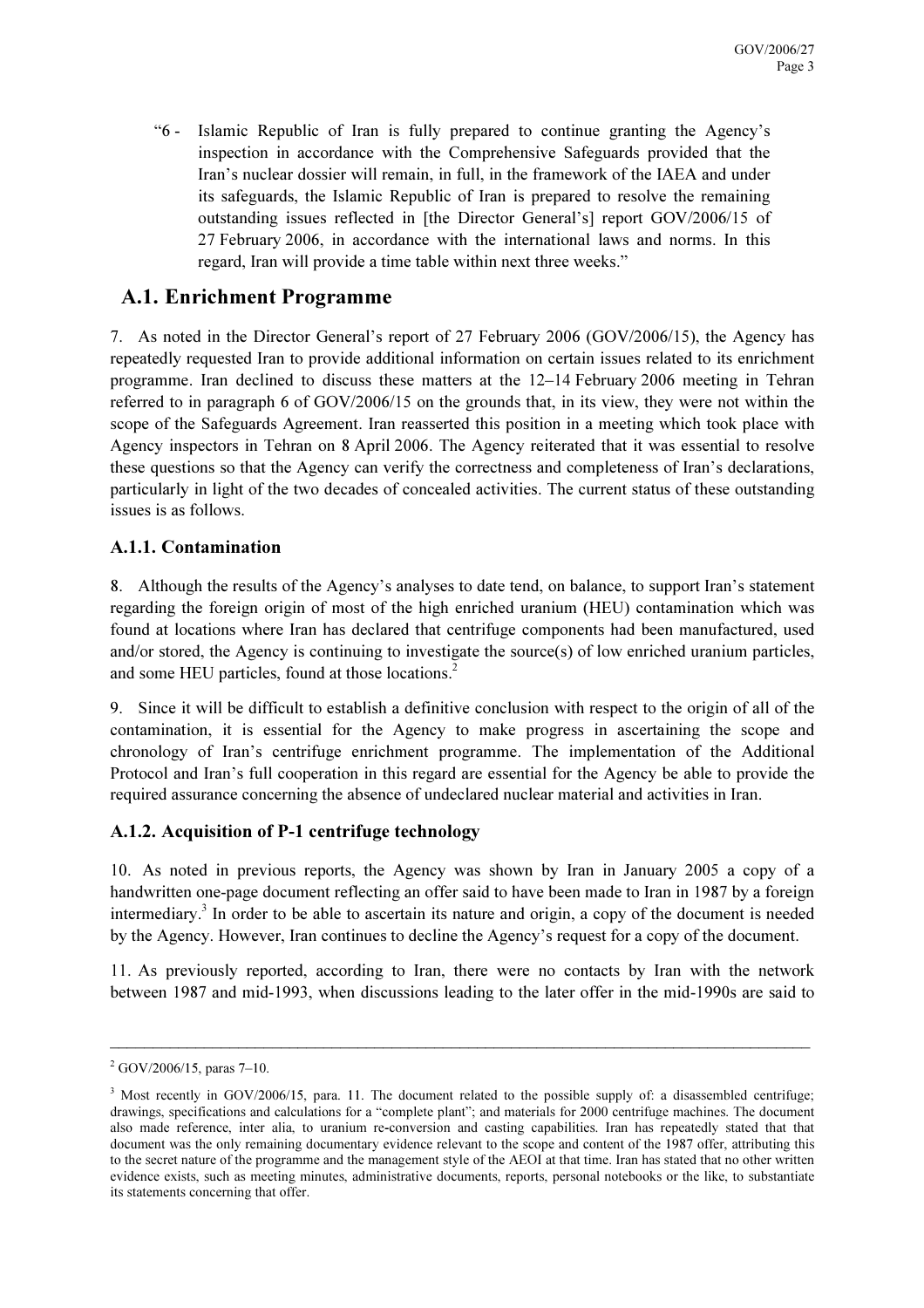"6 - Islamic Republic of Iran is fully prepared to continue granting the Agency's inspection in accordance with the Comprehensive Safeguards provided that the Iran's nuclear dossier will remain, in full, in the framework of the IAEA and under its safeguards, the Islamic Republic of Iran is prepared to resolve the remaining outstanding issues reflected in [the Director General's] report GOV/2006/15 of 27 February 2006, in accordance with the international laws and norms. In this regard, Iran will provide a time table within next three weeks."

## A.1. Enrichment Programme

7. As noted in the Director General's report of 27 February 2006 (GOV/2006/15), the Agency has repeatedly requested Iran to provide additional information on certain issues related to its enrichment programme. Iran declined to discuss these matters at the 12–14 February 2006 meeting in Tehran referred to in paragraph 6 of GOV/2006/15 on the grounds that, in its view, they were not within the scope of the Safeguards Agreement. Iran reasserted this position in a meeting which took place with Agency inspectors in Tehran on 8 April 2006. The Agency reiterated that it was essential to resolve these questions so that the Agency can verify the correctness and completeness of Iran's declarations, particularly in light of the two decades of concealed activities. The current status of these outstanding issues is as follows.

### A.1.1. Contamination

8. Although the results of the Agency's analyses to date tend, on balance, to support Iran's statement regarding the foreign origin of most of the high enriched uranium (HEU) contamination which was found at locations where Iran has declared that centrifuge components had been manufactured, used and/or stored, the Agency is continuing to investigate the source(s) of low enriched uranium particles, and some HEU particles, found at those locations.[2]

9. Since it will be difficult to establish a definitive conclusion with respect to the origin of all of the contamination, it is essential for the Agency to make progress in ascertaining the scope and chronology of Iran's centrifuge enrichment programme. The implementation of the Additional Protocol and Iran's full cooperation in this regard are essential for the Agency be able to provide the required assurance concerning the absence of undeclared nuclear material and activities in Iran.

### A.1.2. Acquisition of P-1 centrifuge technology

10. As noted in previous reports, the Agency was shown by Iran in January 2005 a copy of a handwritten one-page document reflecting an offer said to have been made to Iran in 1987 by a foreign intermediary.[3] In order to be able to ascertain its nature and origin, a copy of the document is needed by the Agency. However, Iran continues to decline the Agency's request for a copy of the document.

11. As previously reported, according to Iran, there were no contacts by Iran with the network between 1987 and mid-1993, when discussions leading to the later offer in the mid-1990s are said to

---

[2] GOV/2006/15, paras 7–10.

[3] Most recently in GOV/2006/15, para. 11. The document related to the possible supply of: a disassembled centrifuge; drawings, specifications and calculations for a "complete plant"; and materials for 2000 centrifuge machines. The document also made reference, inter alia, to uranium re-conversion and casting capabilities. Iran has repeatedly stated that that document was the only remaining documentary evidence relevant to the scope and content of the 1987 offer, attributing this to the secret nature of the programme and the management style of the AEOI at that time. Iran has stated that no other written evidence exists, such as meeting minutes, administrative documents, reports, personal notebooks or the like, to substantiate its statements concerning that offer.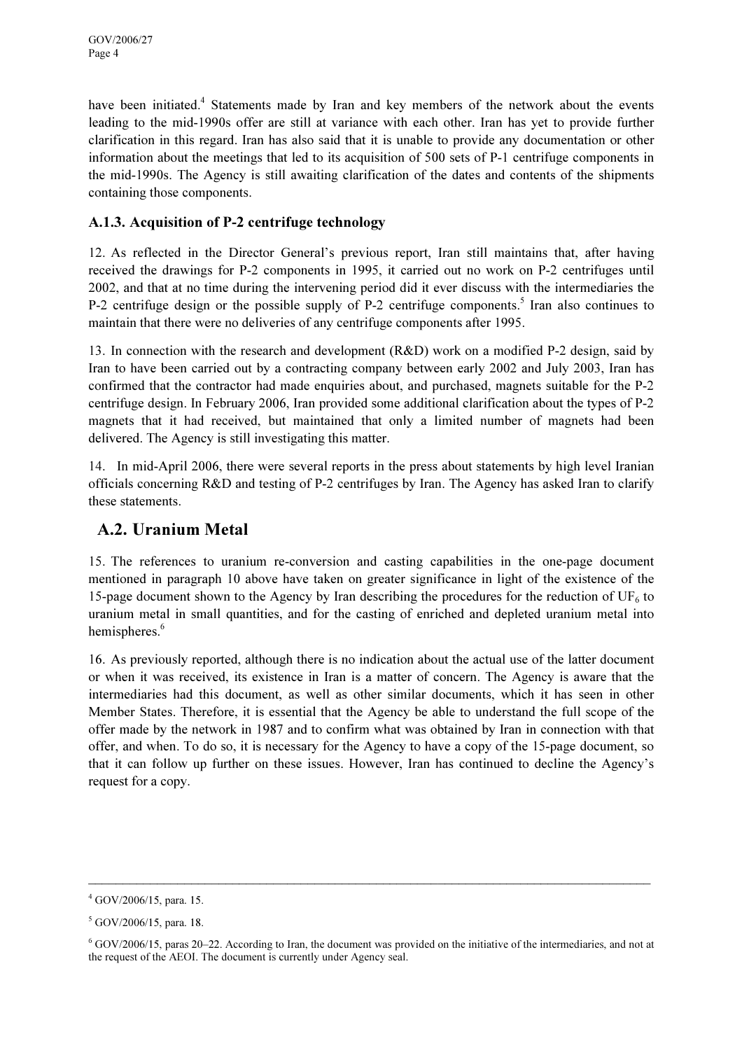have been initiated.[4] Statements made by Iran and key members of the network about the events leading to the mid-1990s offer are still at variance with each other. Iran has yet to provide further clarification in this regard. Iran has also said that it is unable to provide any documentation or other information about the meetings that led to its acquisition of 500 sets of P-1 centrifuge components in the mid-1990s. The Agency is still awaiting clarification of the dates and contents of the shipments containing those components.

### A.1.3. Acquisition of P-2 centrifuge technology

12. As reflected in the Director General's previous report, Iran still maintains that, after having received the drawings for P-2 components in 1995, it carried out no work on P-2 centrifuges until 2002, and that at no time during the intervening period did it ever discuss with the intermediaries the P-2 centrifuge design or the possible supply of P-2 centrifuge components.[5] Iran also continues to maintain that there were no deliveries of any centrifuge components after 1995.

13. In connection with the research and development (R&D) work on a modified P-2 design, said by Iran to have been carried out by a contracting company between early 2002 and July 2003, Iran has confirmed that the contractor had made enquiries about, and purchased, magnets suitable for the P-2 centrifuge design. In February 2006, Iran provided some additional clarification about the types of P-2 magnets that it had received, but maintained that only a limited number of magnets had been delivered. The Agency is still investigating this matter.

14. In mid-April 2006, there were several reports in the press about statements by high level Iranian officials concerning R&D and testing of P-2 centrifuges by Iran. The Agency has asked Iran to clarify these statements.

## A.2. Uranium Metal

15. The references to uranium re-conversion and casting capabilities in the one-page document mentioned in paragraph 10 above have taken on greater significance in light of the existence of the 15-page document shown to the Agency by Iran describing the procedures for the reduction of $UF_6$ to uranium metal in small quantities, and for the casting of enriched and depleted uranium metal into hemispheres.[6]

16. As previously reported, although there is no indication about the actual use of the latter document or when it was received, its existence in Iran is a matter of concern. The Agency is aware that the intermediaries had this document, as well as other similar documents, which it has seen in other Member States. Therefore, it is essential that the Agency be able to understand the full scope of the offer made by the network in 1987 and to confirm what was obtained by Iran in connection with that offer, and when. To do so, it is necessary for the Agency to have a copy of the 15-page document, so that it can follow up further on these issues. However, Iran has continued to decline the Agency's request for a copy.

---

[4] GOV/2006/15, para. 15.

[5] GOV/2006/15, para. 18.

[6] GOV/2006/15, paras 20–22. According to Iran, the document was provided on the initiative of the intermediaries, and not at the request of the AEOI. The document is currently under Agency seal.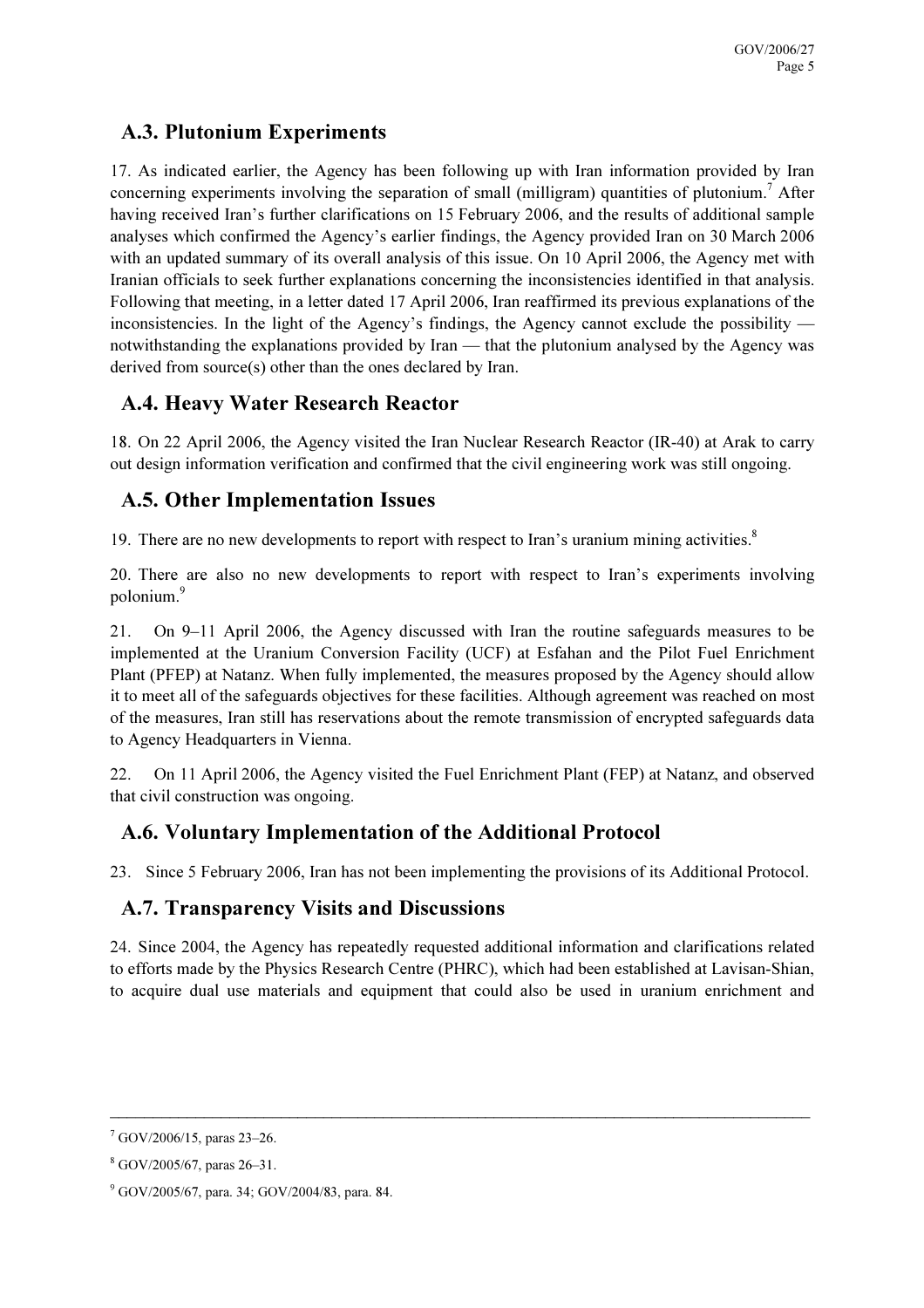## A.3. Plutonium Experiments

17. As indicated earlier, the Agency has been following up with Iran information provided by Iran concerning experiments involving the separation of small (milligram) quantities of plutonium.[7] After having received Iran's further clarifications on 15 February 2006, and the results of additional sample analyses which confirmed the Agency's earlier findings, the Agency provided Iran on 30 March 2006 with an updated summary of its overall analysis of this issue. On 10 April 2006, the Agency met with Iranian officials to seek further explanations concerning the inconsistencies identified in that analysis. Following that meeting, in a letter dated 17 April 2006, Iran reaffirmed its previous explanations of the inconsistencies. In the light of the Agency's findings, the Agency cannot exclude the possibility — notwithstanding the explanations provided by Iran — that the plutonium analysed by the Agency was derived from source(s) other than the ones declared by Iran.

## A.4. Heavy Water Research Reactor

18. On 22 April 2006, the Agency visited the Iran Nuclear Research Reactor (IR-40) at Arak to carry out design information verification and confirmed that the civil engineering work was still ongoing.

## A.5. Other Implementation Issues

19. There are no new developments to report with respect to Iran's uranium mining activities.[8]

20. There are also no new developments to report with respect to Iran's experiments involving polonium.[9]

21. On 9–11 April 2006, the Agency discussed with Iran the routine safeguards measures to be implemented at the Uranium Conversion Facility (UCF) at Esfahan and the Pilot Fuel Enrichment Plant (PFEP) at Natanz. When fully implemented, the measures proposed by the Agency should allow it to meet all of the safeguards objectives for these facilities. Although agreement was reached on most of the measures, Iran still has reservations about the remote transmission of encrypted safeguards data to Agency Headquarters in Vienna.

22. On 11 April 2006, the Agency visited the Fuel Enrichment Plant (FEP) at Natanz, and observed that civil construction was ongoing.

## A.6. Voluntary Implementation of the Additional Protocol

23. Since 5 February 2006, Iran has not been implementing the provisions of its Additional Protocol.

## A.7. Transparency Visits and Discussions

24. Since 2004, the Agency has repeatedly requested additional information and clarifications related to efforts made by the Physics Research Centre (PHRC), which had been established at Lavisan-Shian, to acquire dual use materials and equipment that could also be used in uranium enrichment and

---

[7] GOV/2006/15, paras 23–26.

[8] GOV/2005/67, paras 26–31.

[9] GOV/2005/67, para. 34; GOV/2004/83, para. 84.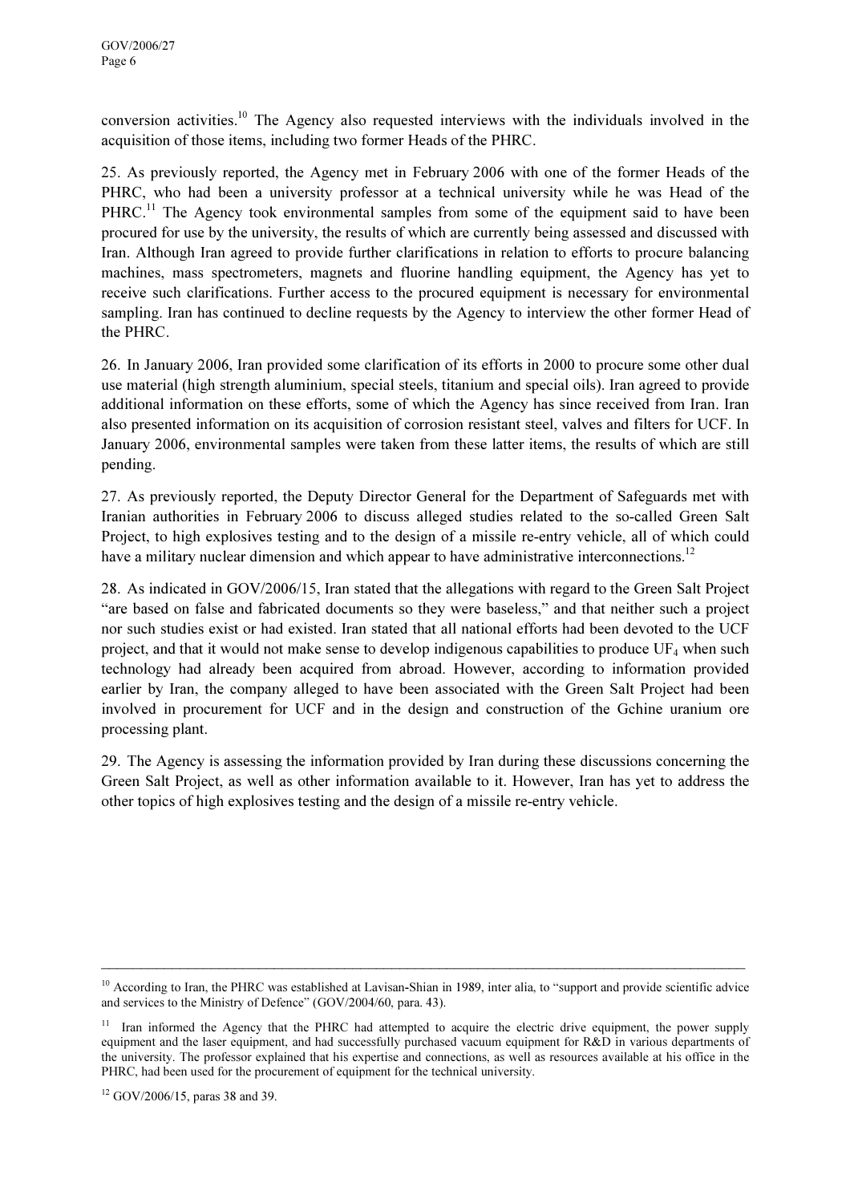conversion activities.[10] The Agency also requested interviews with the individuals involved in the acquisition of those items, including two former Heads of the PHRC.

25. As previously reported, the Agency met in February 2006 with one of the former Heads of the PHRC, who had been a university professor at a technical university while he was Head of the PHRC.[11] The Agency took environmental samples from some of the equipment said to have been procured for use by the university, the results of which are currently being assessed and discussed with Iran. Although Iran agreed to provide further clarifications in relation to efforts to procure balancing machines, mass spectrometers, magnets and fluorine handling equipment, the Agency has yet to receive such clarifications. Further access to the procured equipment is necessary for environmental sampling. Iran has continued to decline requests by the Agency to interview the other former Head of the PHRC.

26. In January 2006, Iran provided some clarification of its efforts in 2000 to procure some other dual use material (high strength aluminium, special steels, titanium and special oils). Iran agreed to provide additional information on these efforts, some of which the Agency has since received from Iran. Iran also presented information on its acquisition of corrosion resistant steel, valves and filters for UCF. In January 2006, environmental samples were taken from these latter items, the results of which are still pending.

27. As previously reported, the Deputy Director General for the Department of Safeguards met with Iranian authorities in February 2006 to discuss alleged studies related to the so-called Green Salt Project, to high explosives testing and to the design of a missile re-entry vehicle, all of which could have a military nuclear dimension and which appear to have administrative interconnections.[12]

28. As indicated in GOV/2006/15, Iran stated that the allegations with regard to the Green Salt Project "are based on false and fabricated documents so they were baseless," and that neither such a project nor such studies exist or had existed. Iran stated that all national efforts had been devoted to the UCF project, and that it would not make sense to develop indigenous capabilities to produce $UF_4$ when such technology had already been acquired from abroad. However, according to information provided earlier by Iran, the company alleged to have been associated with the Green Salt Project had been involved in procurement for UCF and in the design and construction of the Gchine uranium ore processing plant.

29. The Agency is assessing the information provided by Iran during these discussions concerning the Green Salt Project, as well as other information available to it. However, Iran has yet to address the other topics of high explosives testing and the design of a missile re-entry vehicle.

---

[10] According to Iran, the PHRC was established at Lavisan-Shian in 1989, inter alia, to "support and provide scientific advice and services to the Ministry of Defence" (GOV/2004/60, para. 43).

[11] Iran informed the Agency that the PHRC had attempted to acquire the electric drive equipment, the power supply equipment and the laser equipment, and had successfully purchased vacuum equipment for R&D in various departments of the university. The professor explained that his expertise and connections, as well as resources available at his office in the PHRC, had been used for the procurement of equipment for the technical university.

[12] GOV/2006/15, paras 38 and 39.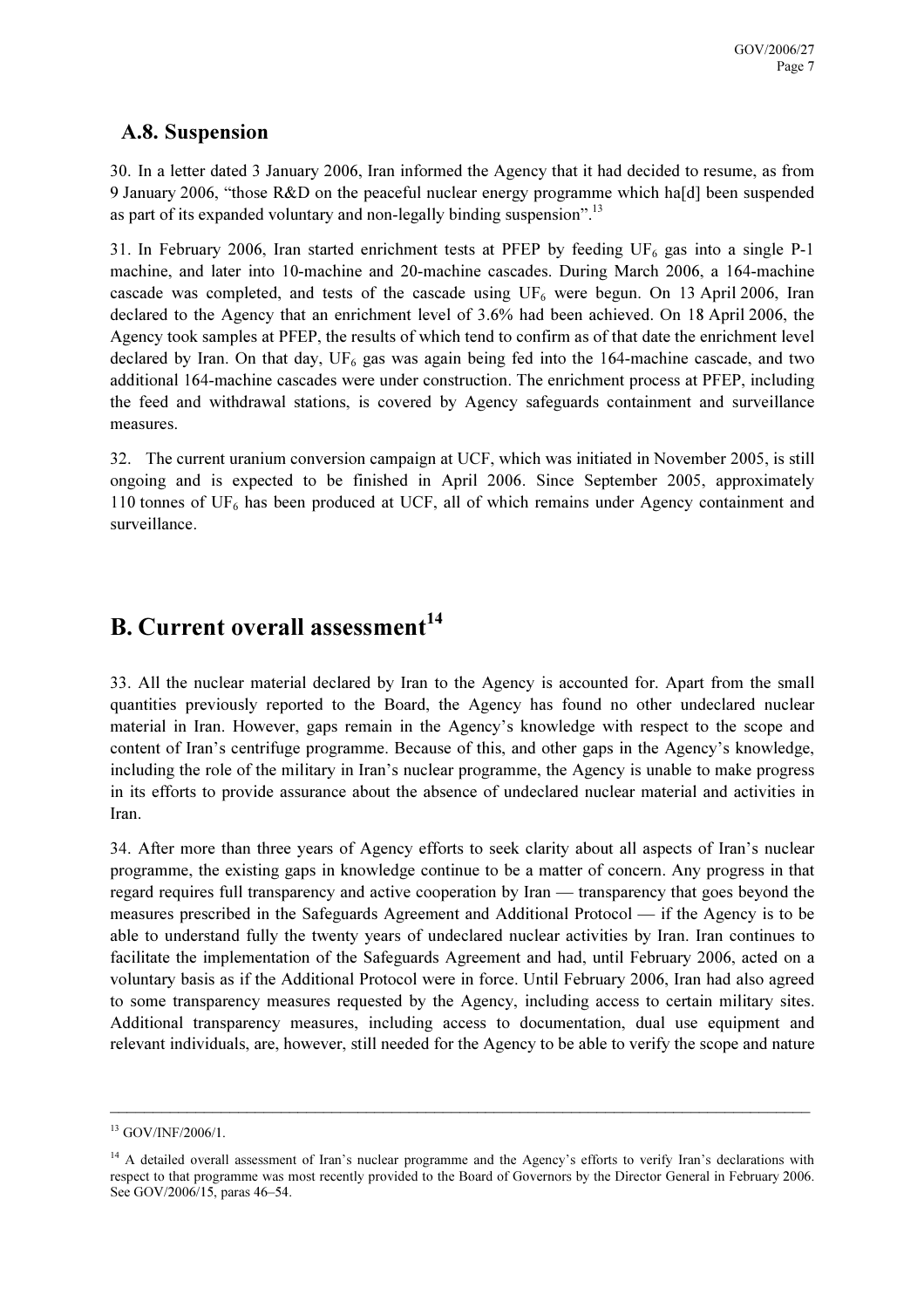## A.8. Suspension

30. In a letter dated 3 January 2006, Iran informed the Agency that it had decided to resume, as from 9 January 2006, "those R&D on the peaceful nuclear energy programme which ha[d] been suspended as part of its expanded voluntary and non-legally binding suspension".[13]

31. In February 2006, Iran started enrichment tests at PFEP by feeding $UF_6$ gas into a single P-1 machine, and later into 10-machine and 20-machine cascades. During March 2006, a 164-machine cascade was completed, and tests of the cascade using $UF_6$ were begun. On 13 April 2006, Iran declared to the Agency that an enrichment level of 3.6% had been achieved. On 18 April 2006, the Agency took samples at PFEP, the results of which tend to confirm as of that date the enrichment level declared by Iran. On that day, $UF_6$ gas was again being fed into the 164-machine cascade, and two additional 164-machine cascades were under construction. The enrichment process at PFEP, including the feed and withdrawal stations, is covered by Agency safeguards containment and surveillance measures.

32. The current uranium conversion campaign at UCF, which was initiated in November 2005, is still ongoing and is expected to be finished in April 2006. Since September 2005, approximately 110 tonnes of $UF_6$ has been produced at UCF, all of which remains under Agency containment and surveillance.

# B. Current overall assessment[14]

33. All the nuclear material declared by Iran to the Agency is accounted for. Apart from the small quantities previously reported to the Board, the Agency has found no other undeclared nuclear material in Iran. However, gaps remain in the Agency's knowledge with respect to the scope and content of Iran's centrifuge programme. Because of this, and other gaps in the Agency's knowledge, including the role of the military in Iran's nuclear programme, the Agency is unable to make progress in its efforts to provide assurance about the absence of undeclared nuclear material and activities in Iran.

34. After more than three years of Agency efforts to seek clarity about all aspects of Iran's nuclear programme, the existing gaps in knowledge continue to be a matter of concern. Any progress in that regard requires full transparency and active cooperation by Iran — transparency that goes beyond the measures prescribed in the Safeguards Agreement and Additional Protocol — if the Agency is to be able to understand fully the twenty years of undeclared nuclear activities by Iran. Iran continues to facilitate the implementation of the Safeguards Agreement and had, until February 2006, acted on a voluntary basis as if the Additional Protocol were in force. Until February 2006, Iran had also agreed to some transparency measures requested by the Agency, including access to certain military sites. Additional transparency measures, including access to documentation, dual use equipment and relevant individuals, are, however, still needed for the Agency to be able to verify the scope and nature

---

[13] GOV/INF/2006/1.

[14] A detailed overall assessment of Iran's nuclear programme and the Agency's efforts to verify Iran's declarations with respect to that programme was most recently provided to the Board of Governors by the Director General in February 2006. See GOV/2006/15, paras 46–54.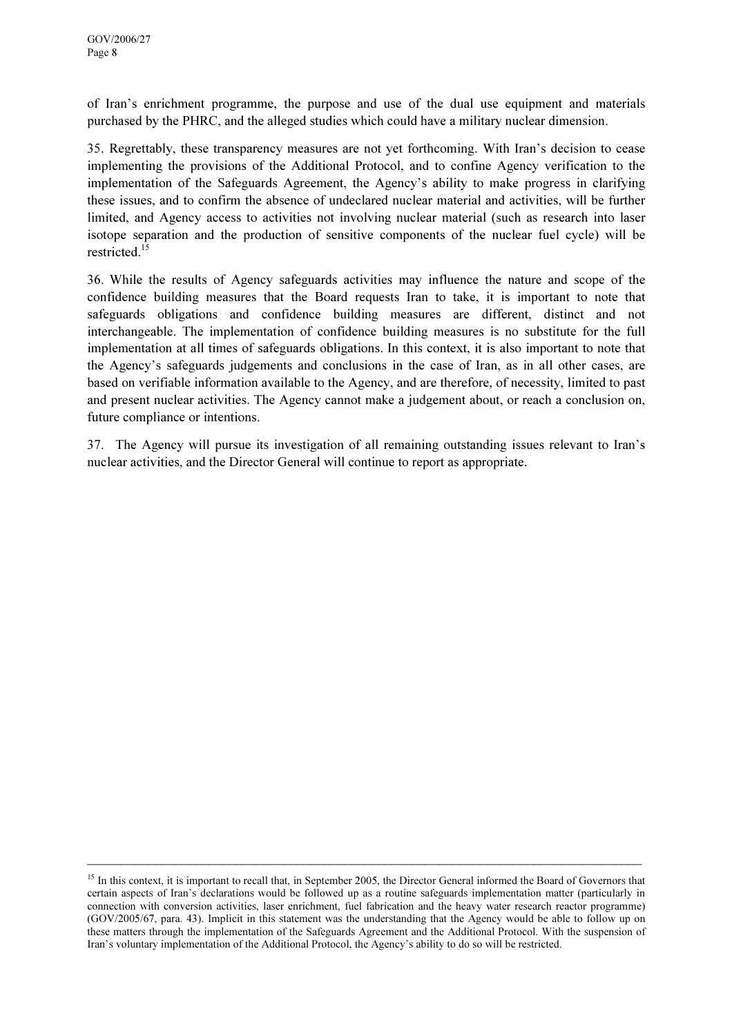of Iran's enrichment programme, the purpose and use of the dual use equipment and materials purchased by the PHRC, and the alleged studies which could have a military nuclear dimension.

35. Regrettably, these transparency measures are not yet forthcoming. With Iran's decision to cease implementing the provisions of the Additional Protocol, and to confine Agency verification to the implementation of the Safeguards Agreement, the Agency's ability to make progress in clarifying these issues, and to confirm the absence of undeclared nuclear material and activities, will be further limited, and Agency access to activities not involving nuclear material (such as research into laser isotope separation and the production of sensitive components of the nuclear fuel cycle) will be restricted.[15]

36. While the results of Agency safeguards activities may influence the nature and scope of the confidence building measures that the Board requests Iran to take, it is important to note that safeguards obligations and confidence building measures are different, distinct and not interchangeable. The implementation of confidence building measures is no substitute for the full implementation at all times of safeguards obligations. In this context, it is also important to note that the Agency's safeguards judgements and conclusions in the case of Iran, as in all other cases, are based on verifiable information available to the Agency, and are therefore, of necessity, limited to past and present nuclear activities. The Agency cannot make a judgement about, or reach a conclusion on, future compliance or intentions.

37. The Agency will pursue its investigation of all remaining outstanding issues relevant to Iran's nuclear activities, and the Director General will continue to report as appropriate.

---

[15] In this context, it is important to recall that, in September 2005, the Director General informed the Board of Governors that certain aspects of Iran's declarations would be followed up as a routine safeguards implementation matter (particularly in connection with conversion activities, laser enrichment, fuel fabrication and the heavy water research reactor programme) (GOV/2005/67, para. 43). Implicit in this statement was the understanding that the Agency would be able to follow up on these matters through the implementation of the Safeguards Agreement and the Additional Protocol. With the suspension of Iran's voluntary implementation of the Additional Protocol, the Agency's ability to do so will be restricted.